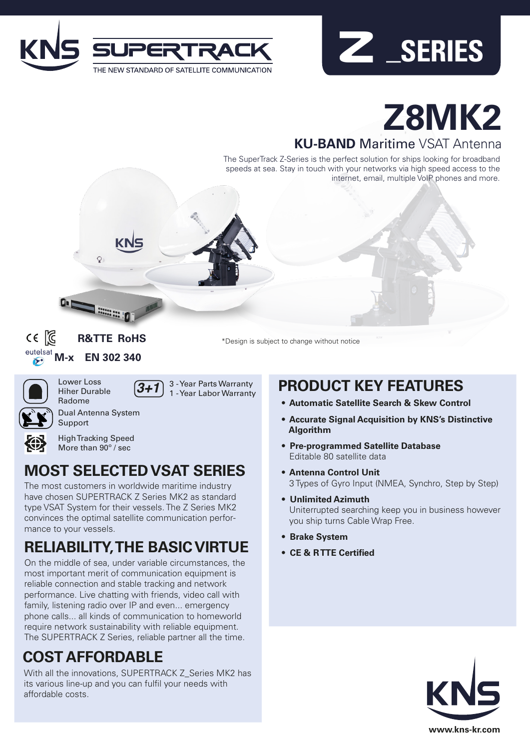KNS SUPERTRACK

THE NEW STANDARD OF SATELLITE COMMUNICATION

Z _SERIES

# Z8MK2

## KU-BAND Maritime VSAT Antenna

The SuperTrack Z-Series is the perfect solution for ships looking for broadband speeds at sea. Stay in touch with your networks via high speed access to the internet, email, multiple VoIP phones and more.

CE R&TTE RoHS

eutelsat M-x EN 302 340

*Design is subject to change without notice

Lower Loss Hiher Durable Radome

3+1 3 - Year Parts Warranty 1 - Year Labor Warranty

Dual Antenna System Support

High Tracking Speed More than 90° / sec

## MOST SELECTED VSAT SERIES

The most customers in worldwide maritime industry have chosen SUPERTRACK Z Series MK2 as standard type VSAT System for their vessels. The Z Series MK2 convinces the optimal satellite communication performance to your vessels.

## RELIABILITY, THE BASIC VIRTUE

On the middle of sea, under variable circumstances, the most important merit of communication equipment is reliable connection and stable tracking and network performance. Live chatting with friends, video call with family, listening radio over IP and even... emergency phone calls... all kinds of communication to homeworld require network sustainability with reliable equipment. The SUPERTRACK Z Series, reliable partner all the time.

## COST AFFORDABLE

With all the innovations, SUPERTRACK Z_Series MK2 has its various line-up and you can fulfil your needs with affordable costs.

## PRODUCT KEY FEATURES

- **Automatic Satellite Search & Skew Control**
- **Accurate Signal Acquisition by KNS's Distinctive Algorithm**
- **Pre-programmed Satellite Database**
  Editable 80 satellite data
- **Antenna Control Unit**
  3 Types of Gyro Input (NMEA, Synchro, Step by Step)
- **Unlimited Azimuth**
  Uniterrupted searching keep you in business however you ship turns Cable Wrap Free.
- **Brake System**
- **CE & RTTE Certified**

KNS

www.kns-kr.com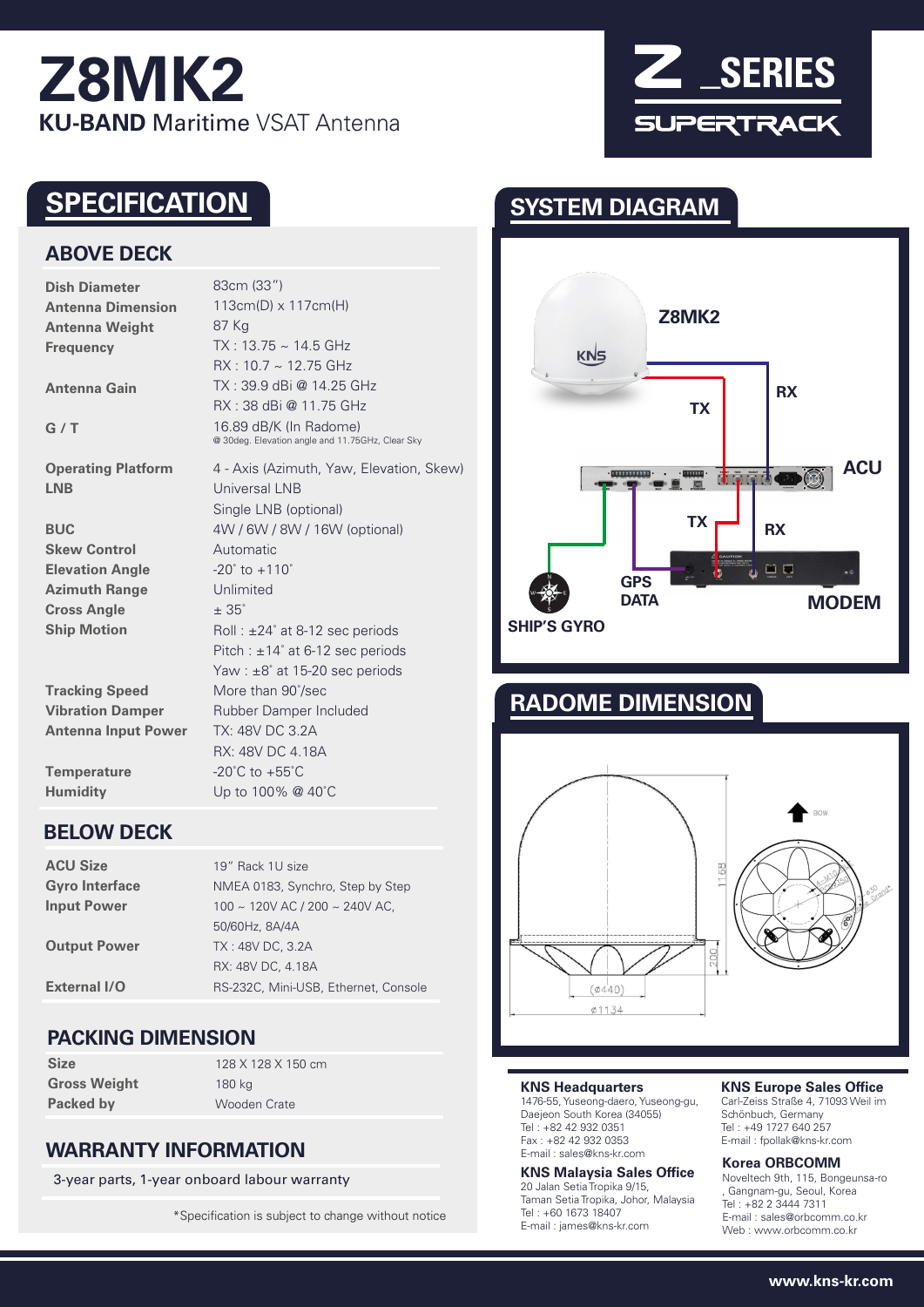# Z8MK2

**KU-BAND** Maritime VSAT Antenna

Z_SERIES SUPERTRACK

## SPECIFICATION

### ABOVE DECK

| | |
|---|---|
| **Dish Diameter** | 83cm (33") |
| **Antenna Dimension** | 113cm(D) x 117cm(H) |
| **Antenna Weight** | 87 Kg |
| **Frequency** | TX : 13.75 ~ 14.5 GHz<br>RX : 10.7 ~ 12.75 GHz |
| **Antenna Gain** | TX : 39.9 dBi @ 14.25 GHz<br>RX : 38 dBi @ 11.75 GHz |
| **G / T** | 16.89 dB/K (In Radome)<br>@ 30deg. Elevation angle and 11.75GHz, Clear Sky |
| **Operating Platform** | 4 - Axis (Azimuth, Yaw, Elevation, Skew) |
| **LNB** | Universal LNB<br>Single LNB (optional) |
| **BUC** | 4W / 6W / 8W / 16W (optional) |
| **Skew Control** | Automatic |
| **Elevation Angle** | -20˚ to +110˚ |
| **Azimuth Range** | Unlimited |
| **Cross Angle** | ± 35˚ |
| **Ship Motion** | Roll : ±24˚ at 8-12 sec periods<br>Pitch : ±14˚ at 6-12 sec periods<br>Yaw : ±8˚ at 15-20 sec periods |
| **Tracking Speed** | More than 90˚/sec |
| **Vibration Damper** | Rubber Damper Included |
| **Antenna Input Power** | TX: 48V DC 3.2A<br>RX: 48V DC 4.18A |
| **Temperature** | -20˚C to +55˚C |
| **Humidity** | Up to 100% @ 40˚C |

### BELOW DECK

| | |
|---|---|
| **ACU Size** | 19" Rack 1U size |
| **Gyro Interface** | NMEA 0183, Synchro, Step by Step |
| **Input Power** | 100 ~ 120V AC / 200 ~ 240V AC, 50/60Hz, 8A/4A |
| **Output Power** | TX : 48V DC, 3.2A<br>RX: 48V DC, 4.18A |
| **External I/O** | RS-232C, Mini-USB, Ethernet, Console |

### PACKING DIMENSION

| | |
|---|---|
| **Size** | 128 X 128 X 150 cm |
| **Gross Weight** | 180 kg |
| **Packed by** | Wooden Crate |

### WARRANTY INFORMATION

3-year parts, 1-year onboard labour warranty

*Specification is subject to change without notice

## SYSTEM DIAGRAM

Z8MK2
TX
RX
ACU
TX
RX
GPS DATA
MODEM
SHIP'S GYRO

## RADOME DIMENSION

1168
200
(Ø440)
Ø1134
BOW

**KNS Headquarters**
1476-55, Yuseong-daero, Yuseong-gu, Daejeon South Korea (34055)
Tel : +82 42 932 0351
Fax : +82 42 932 0353
E-mail : sales@kns-kr.com

**KNS Malaysia Sales Office**
20 Jalan Setia Tropika 9/15, Taman Setia Tropika, Johor, Malaysia
Tel : +60 1673 18407
E-mail : james@kns-kr.com

**KNS Europe Sales Office**
Carl-Zeiss Straße 4, 71093 Weil im Schönbuch, Germany
Tel : +49 1727 640 257
E-mail : fpollak@kns-kr.com

**Korea ORBCOMM**
Noveltech 9th, 115, Bongeunsa-ro, Gangnam-gu, Seoul, Korea
Tel : +82 2 3444 7311
E-mail : sales@orbcomm.co.kr
Web : www.orbcomm.co.kr

www.kns-kr.com